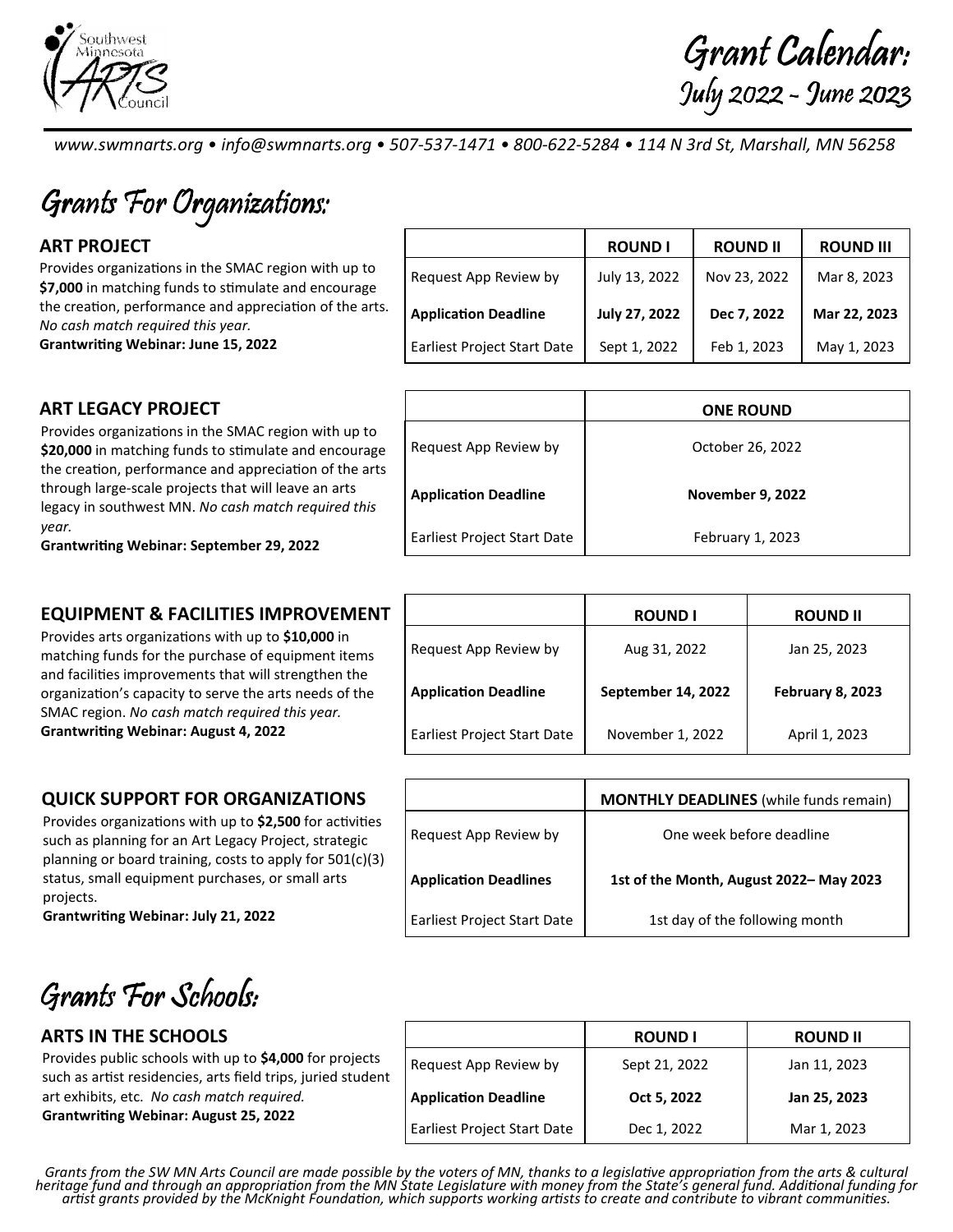# Grant Calendar: July 2022 - June 2023

www.swmnarts.org • info@swmnarts.org • 507-537-1471 • 800-622-5284 • 114 N 3rd St, Marshall, MN 56258

## Grants For Organizations:

### ART PROJECT

Provides organizations in the SMAC region with up to **$7,000** in matching funds to stimulate and encourage the creation, performance and appreciation of the arts. *No cash match required this year.*
**Grantwriting Webinar: June 15, 2022**

| | ROUND I | ROUND II | ROUND III |
|---|---|---|---|
| Request App Review by | July 13, 2022 | Nov 23, 2022 | Mar 8, 2023 |
| **Application Deadline** | **July 27, 2022** | **Dec 7, 2022** | **Mar 22, 2023** |
| Earliest Project Start Date | Sept 1, 2022 | Feb 1, 2023 | May 1, 2023 |

### ART LEGACY PROJECT

Provides organizations in the SMAC region with up to **$20,000** in matching funds to stimulate and encourage the creation, performance and appreciation of the arts through large-scale projects that will leave an arts legacy in southwest MN. *No cash match required this year.*
**Grantwriting Webinar: September 29, 2022**

| | ONE ROUND |
|---|---|
| Request App Review by | October 26, 2022 |
| **Application Deadline** | **November 9, 2022** |
| Earliest Project Start Date | February 1, 2023 |

### EQUIPMENT & FACILITIES IMPROVEMENT

Provides arts organizations with up to **$10,000** in matching funds for the purchase of equipment items and facilities improvements that will strengthen the organization's capacity to serve the arts needs of the SMAC region. *No cash match required this year.*
**Grantwriting Webinar: August 4, 2022**

| | ROUND I | ROUND II |
|---|---|---|
| Request App Review by | Aug 31, 2022 | Jan 25, 2023 |
| **Application Deadline** | **September 14, 2022** | **February 8, 2023** |
| Earliest Project Start Date | November 1, 2022 | April 1, 2023 |

### QUICK SUPPORT FOR ORGANIZATIONS

Provides organizations with up to **$2,500** for activities such as planning for an Art Legacy Project, strategic planning or board training, costs to apply for 501(c)(3) status, small equipment purchases, or small arts projects.
**Grantwriting Webinar: July 21, 2022**

| | **MONTHLY DEADLINES** (while funds remain) |
|---|---|
| Request App Review by | One week before deadline |
| **Application Deadlines** | **1st of the Month, August 2022– May 2023** |
| Earliest Project Start Date | 1st day of the following month |

## Grants For Schools:

### ARTS IN THE SCHOOLS

Provides public schools with up to **$4,000** for projects such as artist residencies, arts field trips, juried student art exhibits, etc. *No cash match required.*
**Grantwriting Webinar: August 25, 2022**

| | ROUND I | ROUND II |
|---|---|---|
| Request App Review by | Sept 21, 2022 | Jan 11, 2023 |
| **Application Deadline** | **Oct 5, 2022** | **Jan 25, 2023** |
| Earliest Project Start Date | Dec 1, 2022 | Mar 1, 2023 |

*Grants from the SW MN Arts Council are made possible by the voters of MN, thanks to a legislative appropriation from the arts & cultural heritage fund and through an appropriation from the MN State Legislature with money from the State's general fund. Additional funding for artist grants provided by the McKnight Foundation, which supports working artists to create and contribute to vibrant communities.*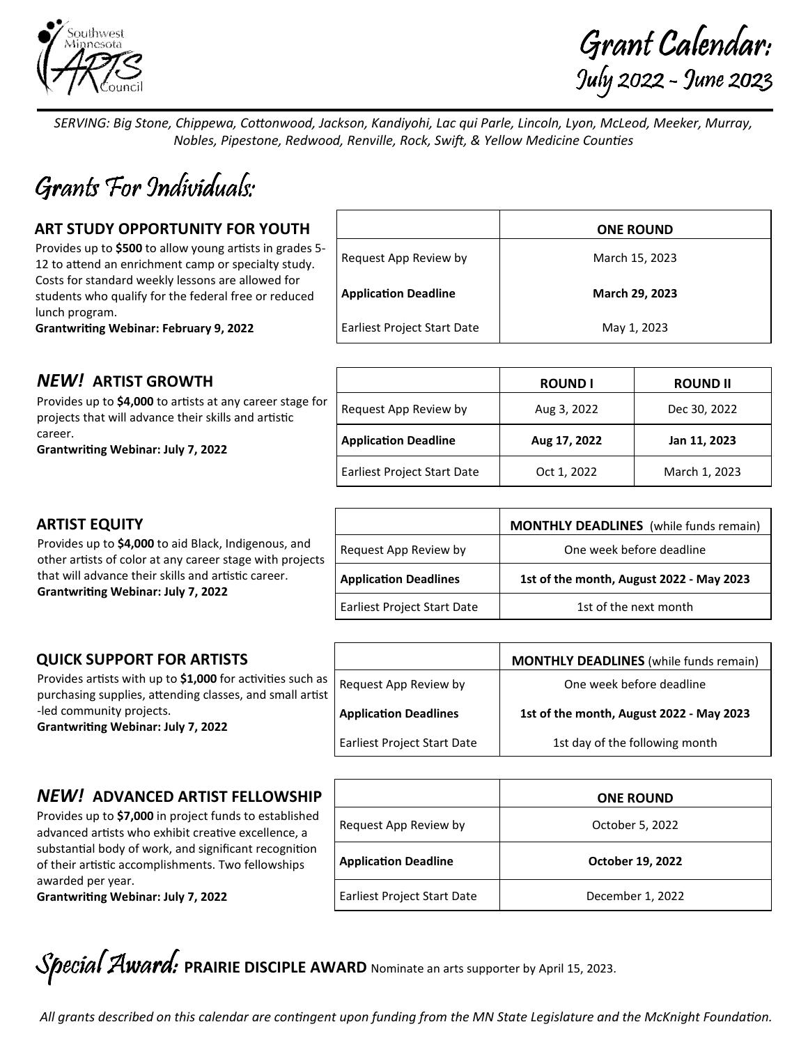Southwest Minnesota ARTS Council

# Grant Calendar: July 2022 - June 2023

*SERVING: Big Stone, Chippewa, Cottonwood, Jackson, Kandiyohi, Lac qui Parle, Lincoln, Lyon, McLeod, Meeker, Murray, Nobles, Pipestone, Redwood, Renville, Rock, Swift, & Yellow Medicine Counties*

# Grants For Individuals:

### ART STUDY OPPORTUNITY FOR YOUTH

Provides up to **$500** to allow young artists in grades 5-12 to attend an enrichment camp or specialty study. Costs for standard weekly lessons are allowed for students who qualify for the federal free or reduced lunch program.

**Grantwriting Webinar: February 9, 2022**

| | **ONE ROUND** |
|---|---|
| Request App Review by | March 15, 2023 |
| **Application Deadline** | **March 29, 2023** |
| Earliest Project Start Date | May 1, 2023 |

### *NEW!* ARTIST GROWTH

Provides up to **$4,000** to artists at any career stage for projects that will advance their skills and artistic career.

**Grantwriting Webinar: July 7, 2022**

| | **ROUND I** | **ROUND II** |
|---|---|---|
| Request App Review by | Aug 3, 2022 | Dec 30, 2022 |
| **Application Deadline** | **Aug 17, 2022** | **Jan 11, 2023** |
| Earliest Project Start Date | Oct 1, 2022 | March 1, 2023 |

### ARTIST EQUITY

Provides up to **$4,000** to aid Black, Indigenous, and other artists of color at any career stage with projects that will advance their skills and artistic career.

**Grantwriting Webinar: July 7, 2022**

| | **MONTHLY DEADLINES** (while funds remain) |
|---|---|
| Request App Review by | One week before deadline |
| **Application Deadlines** | **1st of the month, August 2022 - May 2023** |
| Earliest Project Start Date | 1st of the next month |

### QUICK SUPPORT FOR ARTISTS

Provides artists with up to **$1,000** for activities such as purchasing supplies, attending classes, and small artist-led community projects.

**Grantwriting Webinar: July 7, 2022**

| | **MONTHLY DEADLINES** (while funds remain) |
|---|---|
| Request App Review by | One week before deadline |
| **Application Deadlines** | **1st of the month, August 2022 - May 2023** |
| Earliest Project Start Date | 1st day of the following month |

### *NEW!* ADVANCED ARTIST FELLOWSHIP

Provides up to **$7,000** in project funds to established advanced artists who exhibit creative excellence, a substantial body of work, and significant recognition of their artistic accomplishments. Two fellowships awarded per year.

**Grantwriting Webinar: July 7, 2022**

| | **ONE ROUND** |
|---|---|
| Request App Review by | October 5, 2022 |
| **Application Deadline** | **October 19, 2022** |
| Earliest Project Start Date | December 1, 2022 |

## Special Award: **PRAIRIE DISCIPLE AWARD** Nominate an arts supporter by April 15, 2023.

*All grants described on this calendar are contingent upon funding from the MN State Legislature and the McKnight Foundation.*